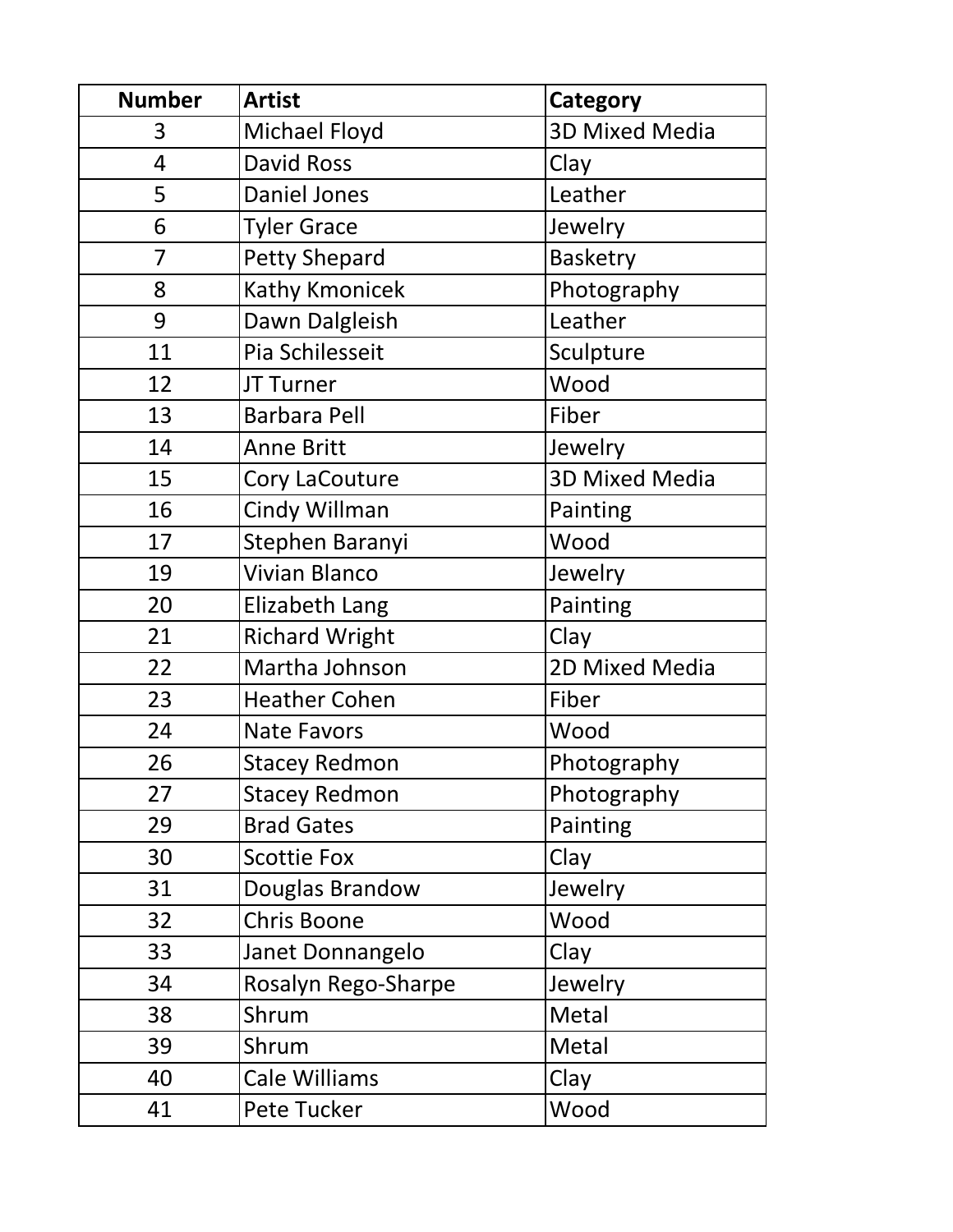| Number | Artist | Category |
|---|---|---|
| 3 | Michael Floyd | 3D Mixed Media |
| 4 | David Ross | Clay |
| 5 | Daniel Jones | Leather |
| 6 | Tyler Grace | Jewelry |
| 7 | Petty Shepard | Basketry |
| 8 | Kathy Kmonicek | Photography |
| 9 | Dawn Dalgleish | Leather |
| 11 | Pia Schilesseit | Sculpture |
| 12 | JT Turner | Wood |
| 13 | Barbara Pell | Fiber |
| 14 | Anne Britt | Jewelry |
| 15 | Cory LaCouture | 3D Mixed Media |
| 16 | Cindy Willman | Painting |
| 17 | Stephen Baranyi | Wood |
| 19 | Vivian Blanco | Jewelry |
| 20 | Elizabeth Lang | Painting |
| 21 | Richard Wright | Clay |
| 22 | Martha Johnson | 2D Mixed Media |
| 23 | Heather Cohen | Fiber |
| 24 | Nate Favors | Wood |
| 26 | Stacey Redmon | Photography |
| 27 | Stacey Redmon | Photography |
| 29 | Brad Gates | Painting |
| 30 | Scottie Fox | Clay |
| 31 | Douglas Brandow | Jewelry |
| 32 | Chris Boone | Wood |
| 33 | Janet Donnangelo | Clay |
| 34 | Rosalyn Rego-Sharpe | Jewelry |
| 38 | Shrum | Metal |
| 39 | Shrum | Metal |
| 40 | Cale Williams | Clay |
| 41 | Pete Tucker | Wood |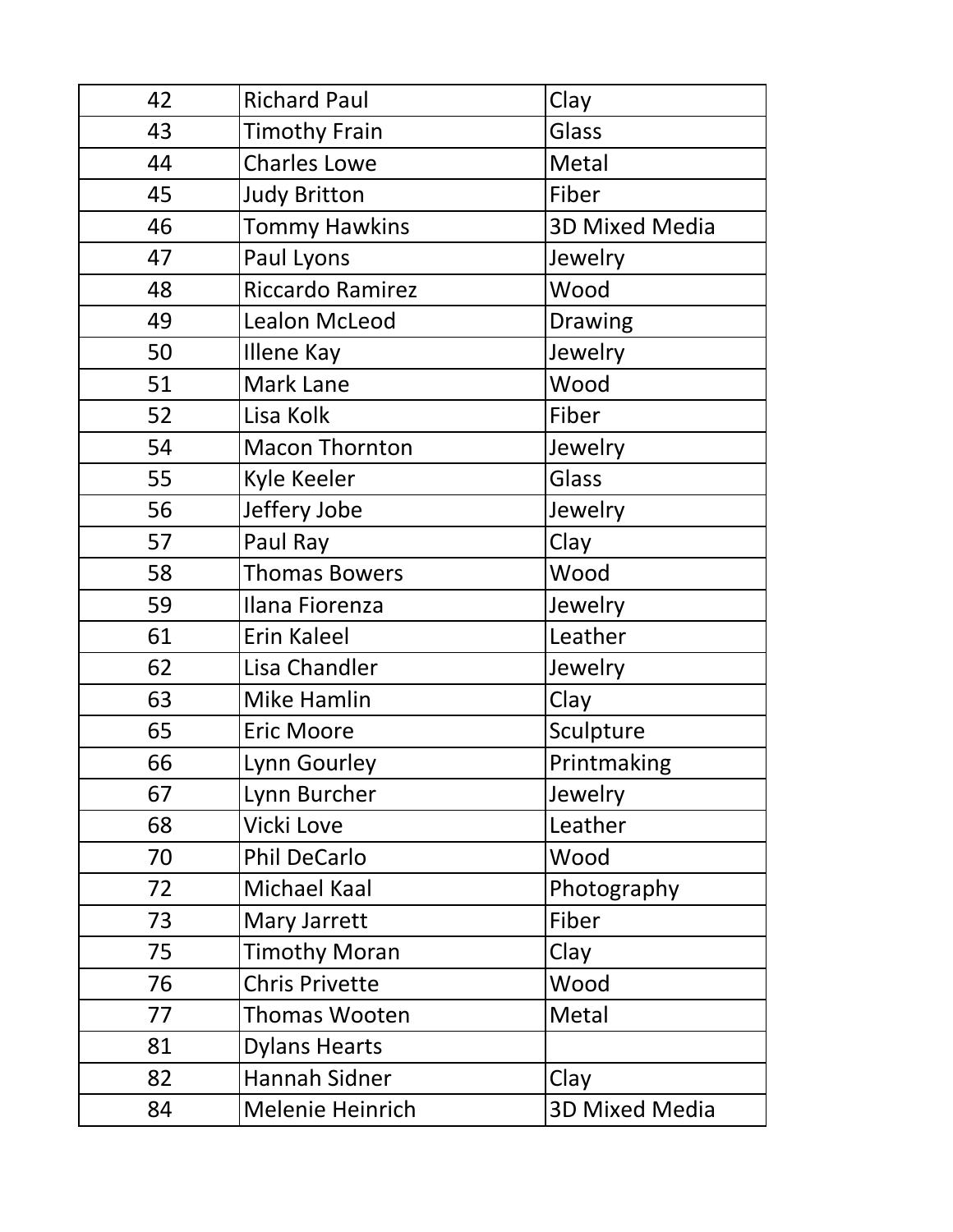| | | |
|---|---|---|
| 42 | Richard Paul | Clay |
| 43 | Timothy Frain | Glass |
| 44 | Charles Lowe | Metal |
| 45 | Judy Britton | Fiber |
| 46 | Tommy Hawkins | 3D Mixed Media |
| 47 | Paul Lyons | Jewelry |
| 48 | Riccardo Ramirez | Wood |
| 49 | Lealon McLeod | Drawing |
| 50 | Illene Kay | Jewelry |
| 51 | Mark Lane | Wood |
| 52 | Lisa Kolk | Fiber |
| 54 | Macon Thornton | Jewelry |
| 55 | Kyle Keeler | Glass |
| 56 | Jeffery Jobe | Jewelry |
| 57 | Paul Ray | Clay |
| 58 | Thomas Bowers | Wood |
| 59 | Ilana Fiorenza | Jewelry |
| 61 | Erin Kaleel | Leather |
| 62 | Lisa Chandler | Jewelry |
| 63 | Mike Hamlin | Clay |
| 65 | Eric Moore | Sculpture |
| 66 | Lynn Gourley | Printmaking |
| 67 | Lynn Burcher | Jewelry |
| 68 | Vicki Love | Leather |
| 70 | Phil DeCarlo | Wood |
| 72 | Michael Kaal | Photography |
| 73 | Mary Jarrett | Fiber |
| 75 | Timothy Moran | Clay |
| 76 | Chris Privette | Wood |
| 77 | Thomas Wooten | Metal |
| 81 | Dylans Hearts | |
| 82 | Hannah Sidner | Clay |
| 84 | Melenie Heinrich | 3D Mixed Media |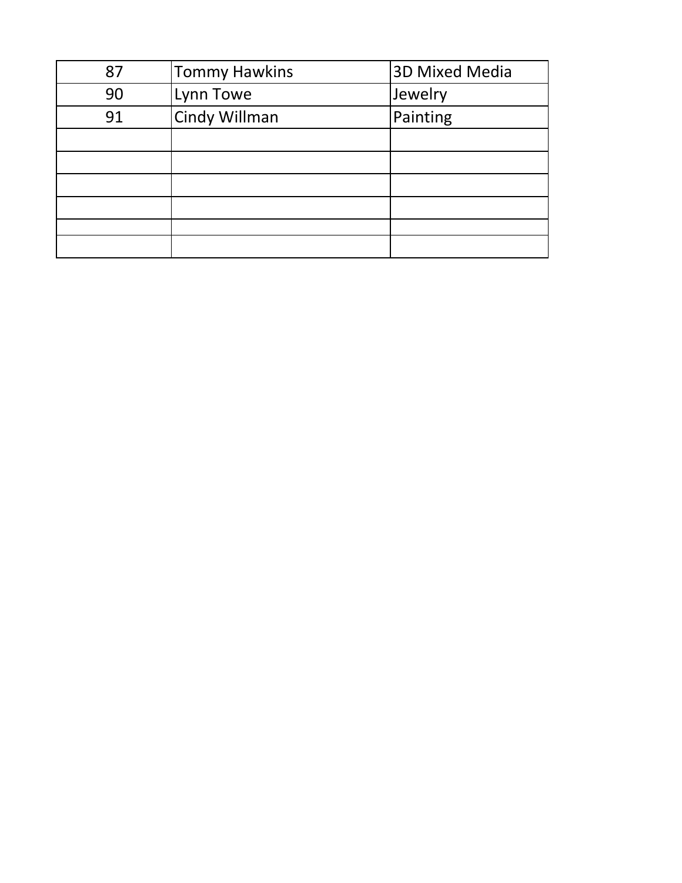| | | |
|---|---|---|
| 87 | Tommy Hawkins | 3D Mixed Media |
| 90 | Lynn Towe | Jewelry |
| 91 | Cindy Willman | Painting |
| | | |
| | | |
| | | |
| | | |
| | | |
| | | |